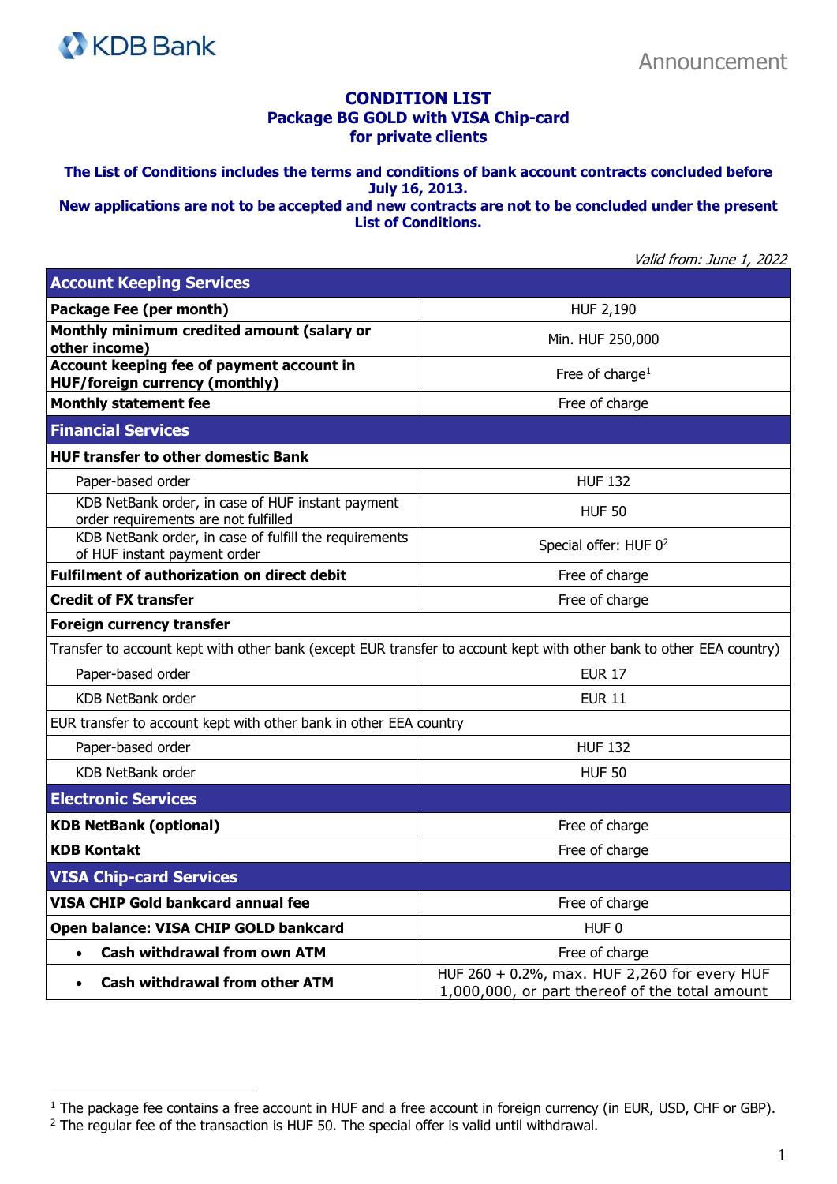KDB Bank

Announcement

# CONDITION LIST
## Package BG GOLD with VISA Chip-card
## for private clients

**The List of Conditions includes the terms and conditions of bank account contracts concluded before July 16, 2013.**
**New applications are not to be accepted and new contracts are not to be concluded under the present List of Conditions.**

*Valid from: June 1, 2022*

| | |
|---|---|
| **Account Keeping Services** | |
| **Package Fee (per month)** | HUF 2,190 |
| **Monthly minimum credited amount (salary or other income)** | Min. HUF 250,000 |
| **Account keeping fee of payment account in HUF/foreign currency (monthly)** | Free of charge[1] |
| **Monthly statement fee** | Free of charge |
| **Financial Services** | |
| **HUF transfer to other domestic Bank** | |
| Paper-based order | HUF 132 |
| KDB NetBank order, in case of HUF instant payment order requirements are not fulfilled | HUF 50 |
| KDB NetBank order, in case of fulfill the requirements of HUF instant payment order | Special offer: HUF 0[2] |
| **Fulfilment of authorization on direct debit** | Free of charge |
| **Credit of FX transfer** | Free of charge |
| **Foreign currency transfer** | |
| Transfer to account kept with other bank (except EUR transfer to account kept with other bank to other EEA country) | |
| Paper-based order | EUR 17 |
| KDB NetBank order | EUR 11 |
| EUR transfer to account kept with other bank in other EEA country | |
| Paper-based order | HUF 132 |
| KDB NetBank order | HUF 50 |
| **Electronic Services** | |
| **KDB NetBank (optional)** | Free of charge |
| **KDB Kontakt** | Free of charge |
| **VISA Chip-card Services** | |
| **VISA CHIP Gold bankcard annual fee** | Free of charge |
| **Open balance: VISA CHIP GOLD bankcard** | HUF 0 |
| • **Cash withdrawal from own ATM** | Free of charge |
| • **Cash withdrawal from other ATM** | HUF 260 + 0.2%, max. HUF 2,260 for every HUF 1,000,000, or part thereof of the total amount |

[1] The package fee contains a free account in HUF and a free account in foreign currency (in EUR, USD, CHF or GBP).
[2] The regular fee of the transaction is HUF 50. The special offer is valid until withdrawal.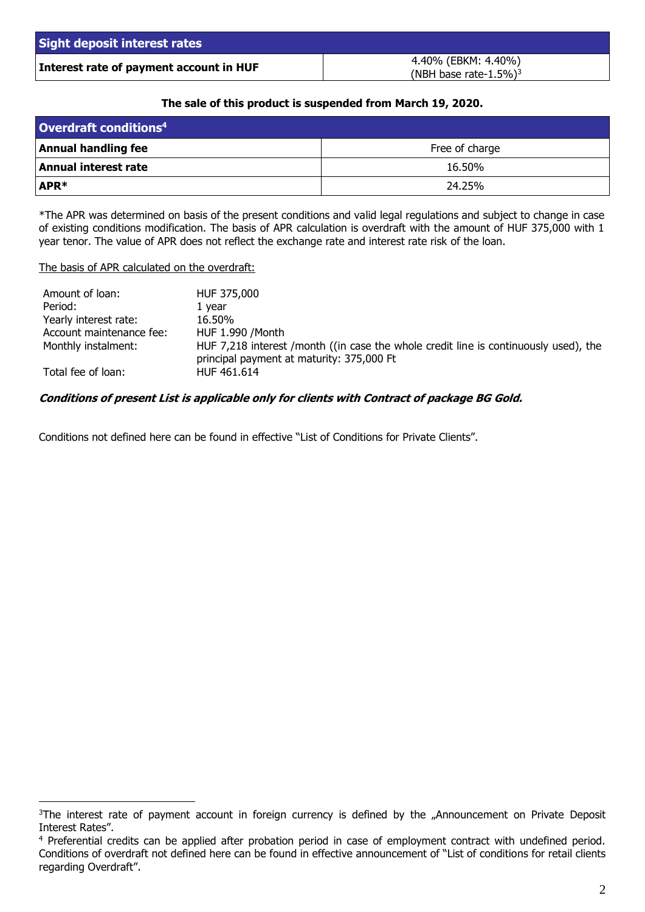| Sight deposit interest rates | |
|---|---|
| **Interest rate of payment account in HUF** | 4.40% (EBKM: 4.40%) (NBH base rate-1.5%)[3] |

**The sale of this product is suspended from March 19, 2020.**

| Overdraft conditions[4] | |
|---|---|
| **Annual handling fee** | Free of charge |
| **Annual interest rate** | 16.50% |
| **APR*** | 24.25% |

*The APR was determined on basis of the present conditions and valid legal regulations and subject to change in case of existing conditions modification. The basis of APR calculation is overdraft with the amount of HUF 375,000 with 1 year tenor. The value of APR does not reflect the exchange rate and interest rate risk of the loan.

The basis of APR calculated on the overdraft:

| | |
|---|---|
| Amount of loan: | HUF 375,000 |
| Period: | 1 year |
| Yearly interest rate: | 16.50% |
| Account maintenance fee: | HUF 1.990 /Month |
| Monthly instalment: | HUF 7,218 interest /month ((in case the whole credit line is continuously used), the principal payment at maturity: 375,000 Ft |
| Total fee of loan: | HUF 461.614 |

***Conditions of present List is applicable only for clients with Contract of package BG Gold.***

Conditions not defined here can be found in effective "List of Conditions for Private Clients".

[3] The interest rate of payment account in foreign currency is defined by the „Announcement on Private Deposit Interest Rates".

[4] Preferential credits can be applied after probation period in case of employment contract with undefined period. Conditions of overdraft not defined here can be found in effective announcement of "List of conditions for retail clients regarding Overdraft".